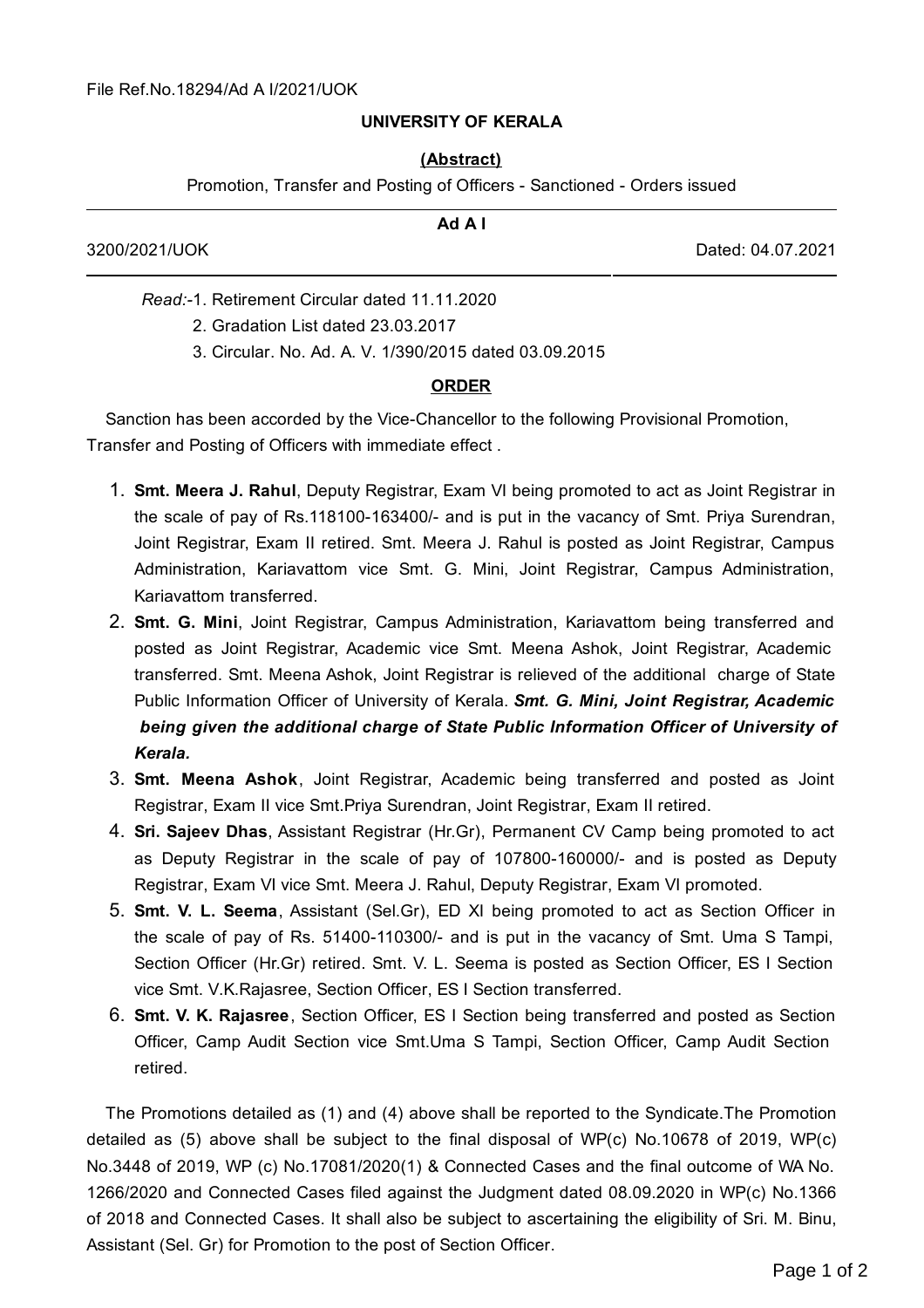File Ref.No.18294/Ad A I/2021/UOK

**UNIVERSITY OF KERALA**

**(Abstract)**

Promotion, Transfer and Posting of Officers - Sanctioned - Orders issued

**Ad A I**

3200/2021/UOK Dated: 04.07.2021

*Read:*-1. Retirement Circular dated 11.11.2020

2. Gradation List dated 23.03.2017

3. Circular. No. Ad. A. V. 1/390/2015 dated 03.09.2015

**ORDER**

Sanction has been accorded by the Vice-Chancellor to the following Provisional Promotion, Transfer and Posting of Officers with immediate effect .

1. **Smt. Meera J. Rahul**, Deputy Registrar, Exam VI being promoted to act as Joint Registrar in the scale of pay of Rs.118100-163400/- and is put in the vacancy of Smt. Priya Surendran, Joint Registrar, Exam II retired. Smt. Meera J. Rahul is posted as Joint Registrar, Campus Administration, Kariavattom vice Smt. G. Mini, Joint Registrar, Campus Administration, Kariavattom transferred.
2. **Smt. G. Mini**, Joint Registrar, Campus Administration, Kariavattom being transferred and posted as Joint Registrar, Academic vice Smt. Meena Ashok, Joint Registrar, Academic transferred. Smt. Meena Ashok, Joint Registrar is relieved of the additional charge of State Public Information Officer of University of Kerala. ***Smt. G. Mini, Joint Registrar, Academic being given the additional charge of State Public Information Officer of University of Kerala.***
3. **Smt. Meena Ashok**, Joint Registrar, Academic being transferred and posted as Joint Registrar, Exam II vice Smt.Priya Surendran, Joint Registrar, Exam II retired.
4. **Sri. Sajeev Dhas**, Assistant Registrar (Hr.Gr), Permanent CV Camp being promoted to act as Deputy Registrar in the scale of pay of 107800-160000/- and is posted as Deputy Registrar, Exam VI vice Smt. Meera J. Rahul, Deputy Registrar, Exam VI promoted.
5. **Smt. V. L. Seema**, Assistant (Sel.Gr), ED XI being promoted to act as Section Officer in the scale of pay of Rs. 51400-110300/- and is put in the vacancy of Smt. Uma S Tampi, Section Officer (Hr.Gr) retired. Smt. V. L. Seema is posted as Section Officer, ES I Section vice Smt. V.K.Rajasree, Section Officer, ES I Section transferred.
6. **Smt. V. K. Rajasree**, Section Officer, ES I Section being transferred and posted as Section Officer, Camp Audit Section vice Smt.Uma S Tampi, Section Officer, Camp Audit Section retired.

The Promotions detailed as (1) and (4) above shall be reported to the Syndicate.The Promotion detailed as (5) above shall be subject to the final disposal of WP(c) No.10678 of 2019, WP(c) No.3448 of 2019, WP (c) No.17081/2020(1) & Connected Cases and the final outcome of WA No. 1266/2020 and Connected Cases filed against the Judgment dated 08.09.2020 in WP(c) No.1366 of 2018 and Connected Cases. It shall also be subject to ascertaining the eligibility of Sri. M. Binu, Assistant (Sel. Gr) for Promotion to the post of Section Officer.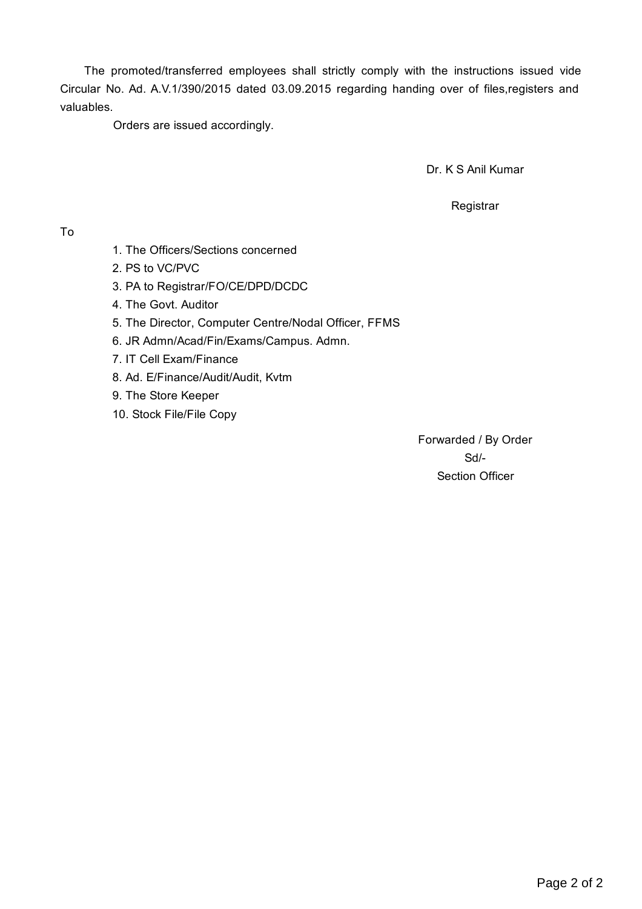The promoted/transferred employees shall strictly comply with the instructions issued vide Circular No. Ad. A.V.1/390/2015 dated 03.09.2015 regarding handing over of files,registers and valuables.

Orders are issued accordingly.

Dr. K S Anil Kumar

Registrar

To

1. The Officers/Sections concerned
2. PS to VC/PVC
3. PA to Registrar/FO/CE/DPD/DCDC
4. The Govt. Auditor
5. The Director, Computer Centre/Nodal Officer, FFMS
6. JR Admn/Acad/Fin/Exams/Campus. Admn.
7. IT Cell Exam/Finance
8. Ad. E/Finance/Audit/Audit, Kvtm
9. The Store Keeper
10. Stock File/File Copy

Forwarded / By Order

Sd/-

Section Officer